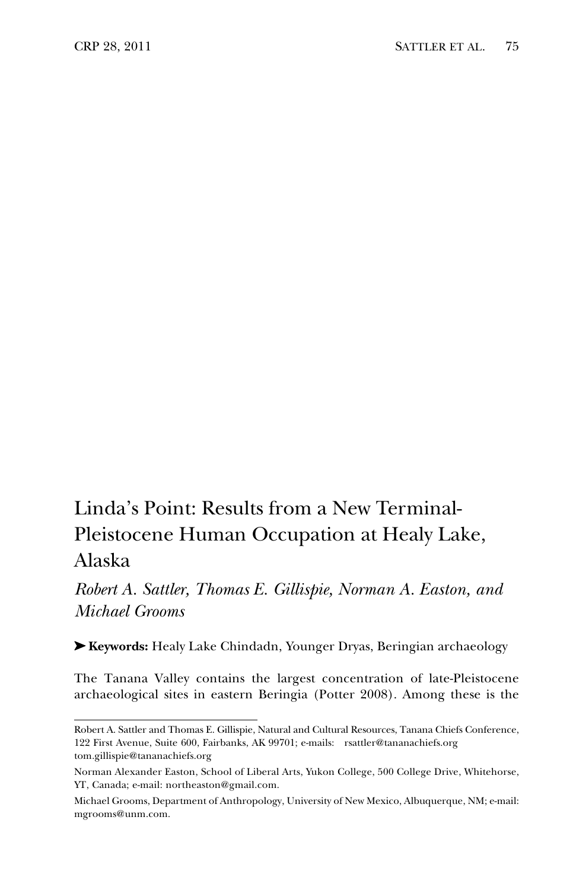# Linda's Point: Results from a New Terminal-Pleistocene Human Occupation at Healy Lake, Alaska

*Robert A. Sattler, Thomas E. Gillispie, Norman A. Easton, and Michael Grooms*

➤ **Keywords:** Healy Lake Chindadn, Younger Dryas, Beringian archaeology

The Tanana Valley contains the largest concentration of late-Pleistocene archaeological sites in eastern Beringia (Potter 2008). Among these is the

---

Robert A. Sattler and Thomas E. Gillispie, Natural and Cultural Resources, Tanana Chiefs Conference, 122 First Avenue, Suite 600, Fairbanks, AK 99701; e-mails: rsattler@tananachiefs.org tom.gillispie@tananachiefs.org

Norman Alexander Easton, School of Liberal Arts, Yukon College, 500 College Drive, Whitehorse, YT, Canada; e-mail: northeaston@gmail.com.

Michael Grooms, Department of Anthropology, University of New Mexico, Albuquerque, NM; e-mail: mgrooms@unm.com.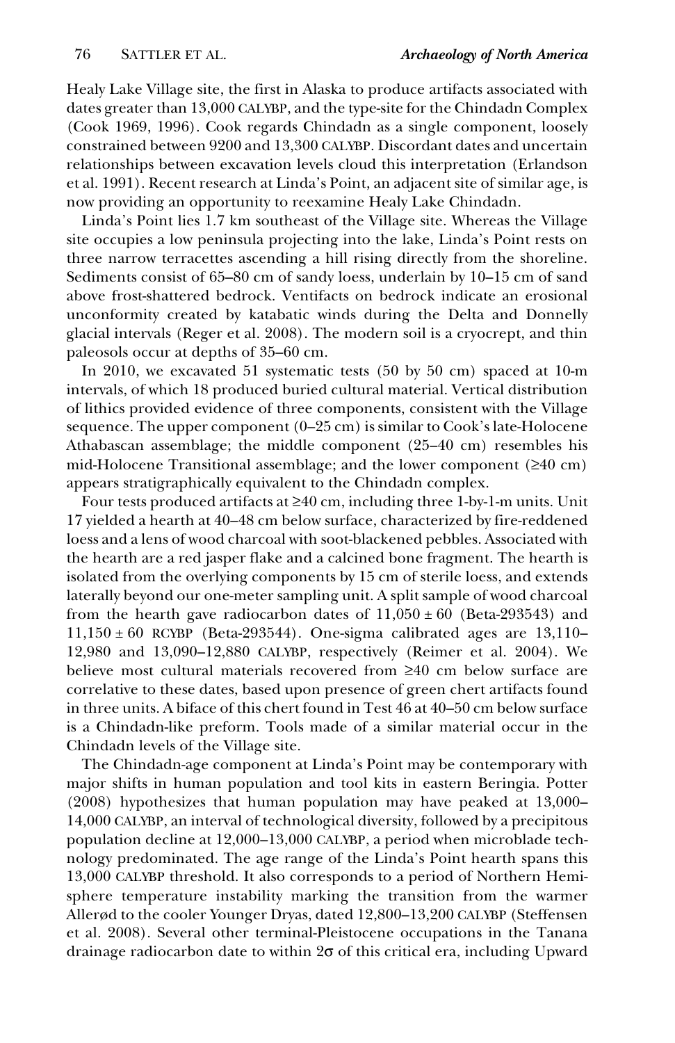Healy Lake Village site, the first in Alaska to produce artifacts associated with dates greater than 13,000 CALYBP, and the type-site for the Chindadn Complex (Cook 1969, 1996). Cook regards Chindadn as a single component, loosely constrained between 9200 and 13,300 CALYBP. Discordant dates and uncertain relationships between excavation levels cloud this interpretation (Erlandson et al. 1991). Recent research at Linda's Point, an adjacent site of similar age, is now providing an opportunity to reexamine Healy Lake Chindadn.

Linda's Point lies 1.7 km southeast of the Village site. Whereas the Village site occupies a low peninsula projecting into the lake, Linda's Point rests on three narrow terracettes ascending a hill rising directly from the shoreline. Sediments consist of 65–80 cm of sandy loess, underlain by 10–15 cm of sand above frost-shattered bedrock. Ventifacts on bedrock indicate an erosional unconformity created by katabatic winds during the Delta and Donnelly glacial intervals (Reger et al. 2008). The modern soil is a cryocrept, and thin paleosols occur at depths of 35–60 cm.

In 2010, we excavated 51 systematic tests (50 by 50 cm) spaced at 10-m intervals, of which 18 produced buried cultural material. Vertical distribution of lithics provided evidence of three components, consistent with the Village sequence. The upper component (0–25 cm) is similar to Cook's late-Holocene Athabascan assemblage; the middle component (25–40 cm) resembles his mid-Holocene Transitional assemblage; and the lower component (≥40 cm) appears stratigraphically equivalent to the Chindadn complex.

Four tests produced artifacts at ≥40 cm, including three 1-by-1-m units. Unit 17 yielded a hearth at 40–48 cm below surface, characterized by fire-reddened loess and a lens of wood charcoal with soot-blackened pebbles. Associated with the hearth are a red jasper flake and a calcined bone fragment. The hearth is isolated from the overlying components by 15 cm of sterile loess, and extends laterally beyond our one-meter sampling unit. A split sample of wood charcoal from the hearth gave radiocarbon dates of 11,050 ± 60 (Beta-293543) and 11,150 ± 60 RCYBP (Beta-293544). One-sigma calibrated ages are 13,110–12,980 and 13,090–12,880 CALYBP, respectively (Reimer et al. 2004). We believe most cultural materials recovered from ≥40 cm below surface are correlative to these dates, based upon presence of green chert artifacts found in three units. A biface of this chert found in Test 46 at 40–50 cm below surface is a Chindadn-like preform. Tools made of a similar material occur in the Chindadn levels of the Village site.

The Chindadn-age component at Linda's Point may be contemporary with major shifts in human population and tool kits in eastern Beringia. Potter (2008) hypothesizes that human population may have peaked at 13,000–14,000 CALYBP, an interval of technological diversity, followed by a precipitous population decline at 12,000–13,000 CALYBP, a period when microblade technology predominated. The age range of the Linda's Point hearth spans this 13,000 CALYBP threshold. It also corresponds to a period of Northern Hemisphere temperature instability marking the transition from the warmer Allerød to the cooler Younger Dryas, dated 12,800–13,200 CALYBP (Steffensen et al. 2008). Several other terminal-Pleistocene occupations in the Tanana drainage radiocarbon date to within 2σ of this critical era, including Upward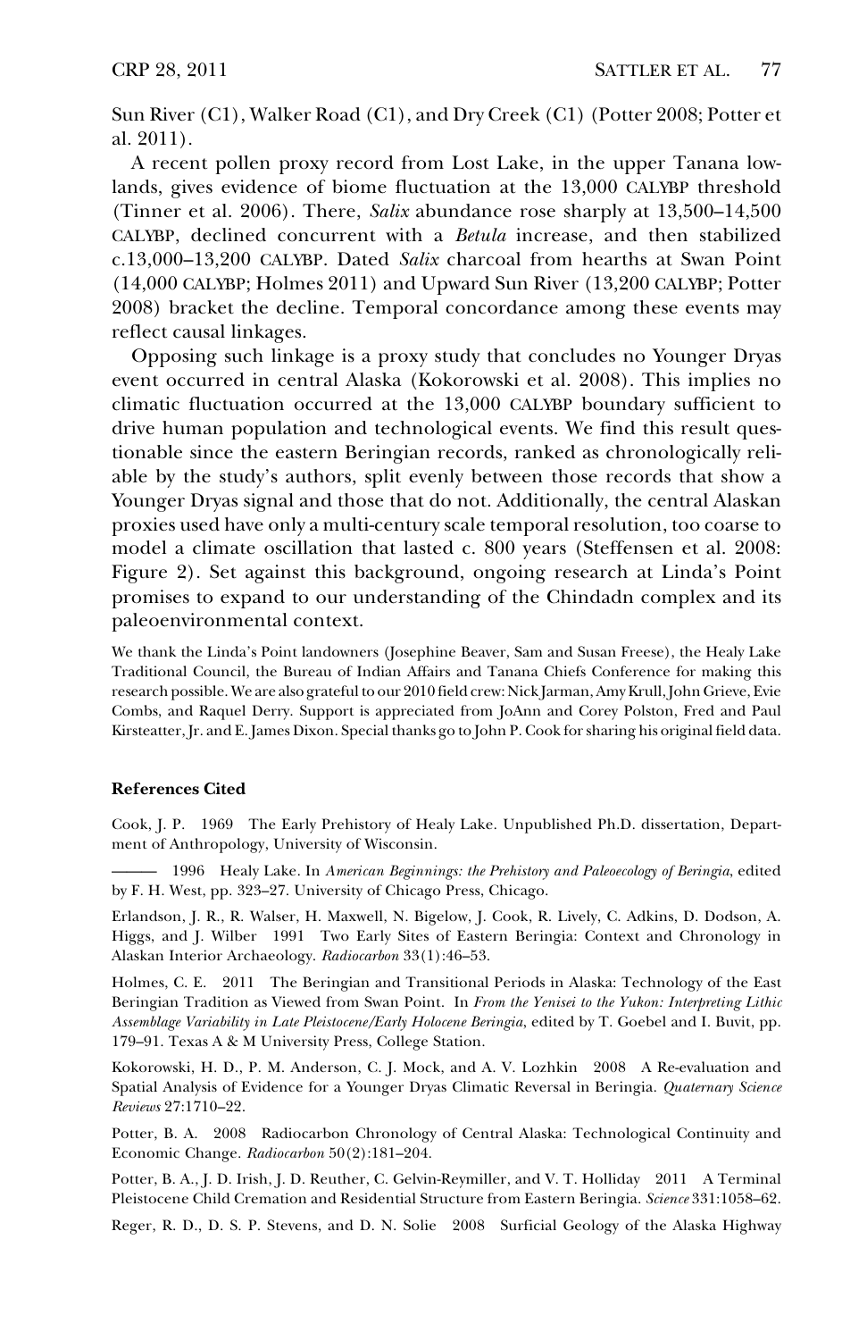Sun River (C1), Walker Road (C1), and Dry Creek (C1) (Potter 2008; Potter et al. 2011).

A recent pollen proxy record from Lost Lake, in the upper Tanana lowlands, gives evidence of biome fluctuation at the 13,000 CALYBP threshold (Tinner et al. 2006). There, *Salix* abundance rose sharply at 13,500–14,500 CALYBP, declined concurrent with a *Betula* increase, and then stabilized c.13,000–13,200 CALYBP. Dated *Salix* charcoal from hearths at Swan Point (14,000 CALYBP; Holmes 2011) and Upward Sun River (13,200 CALYBP; Potter 2008) bracket the decline. Temporal concordance among these events may reflect causal linkages.

Opposing such linkage is a proxy study that concludes no Younger Dryas event occurred in central Alaska (Kokorowski et al. 2008). This implies no climatic fluctuation occurred at the 13,000 CALYBP boundary sufficient to drive human population and technological events. We find this result questionable since the eastern Beringian records, ranked as chronologically reliable by the study's authors, split evenly between those records that show a Younger Dryas signal and those that do not. Additionally, the central Alaskan proxies used have only a multi-century scale temporal resolution, too coarse to model a climate oscillation that lasted c. 800 years (Steffensen et al. 2008: Figure 2). Set against this background, ongoing research at Linda's Point promises to expand to our understanding of the Chindadn complex and its paleoenvironmental context.

We thank the Linda's Point landowners (Josephine Beaver, Sam and Susan Freese), the Healy Lake Traditional Council, the Bureau of Indian Affairs and Tanana Chiefs Conference for making this research possible. We are also grateful to our 2010 field crew: Nick Jarman, Amy Krull, John Grieve, Evie Combs, and Raquel Derry. Support is appreciated from JoAnn and Corey Polston, Fred and Paul Kirsteatter, Jr. and E. James Dixon. Special thanks go to John P. Cook for sharing his original field data.

### References Cited

Cook, J. P. 1969 The Early Prehistory of Healy Lake. Unpublished Ph.D. dissertation, Department of Anthropology, University of Wisconsin.

——— 1996 Healy Lake. In *American Beginnings: the Prehistory and Paleoecology of Beringia*, edited by F. H. West, pp. 323–27. University of Chicago Press, Chicago.

Erlandson, J. R., R. Walser, H. Maxwell, N. Bigelow, J. Cook, R. Lively, C. Adkins, D. Dodson, A. Higgs, and J. Wilber 1991 Two Early Sites of Eastern Beringia: Context and Chronology in Alaskan Interior Archaeology. *Radiocarbon* 33(1):46–53.

Holmes, C. E. 2011 The Beringian and Transitional Periods in Alaska: Technology of the East Beringian Tradition as Viewed from Swan Point. In *From the Yenisei to the Yukon: Interpreting Lithic Assemblage Variability in Late Pleistocene/Early Holocene Beringia*, edited by T. Goebel and I. Buvit, pp. 179–91. Texas A & M University Press, College Station.

Kokorowski, H. D., P. M. Anderson, C. J. Mock, and A. V. Lozhkin 2008 A Re-evaluation and Spatial Analysis of Evidence for a Younger Dryas Climatic Reversal in Beringia. *Quaternary Science Reviews* 27:1710–22.

Potter, B. A. 2008 Radiocarbon Chronology of Central Alaska: Technological Continuity and Economic Change. *Radiocarbon* 50(2):181–204.

Potter, B. A., J. D. Irish, J. D. Reuther, C. Gelvin-Reymiller, and V. T. Holliday 2011 A Terminal Pleistocene Child Cremation and Residential Structure from Eastern Beringia. *Science* 331:1058–62.

Reger, R. D., D. S. P. Stevens, and D. N. Solie 2008 Surficial Geology of the Alaska Highway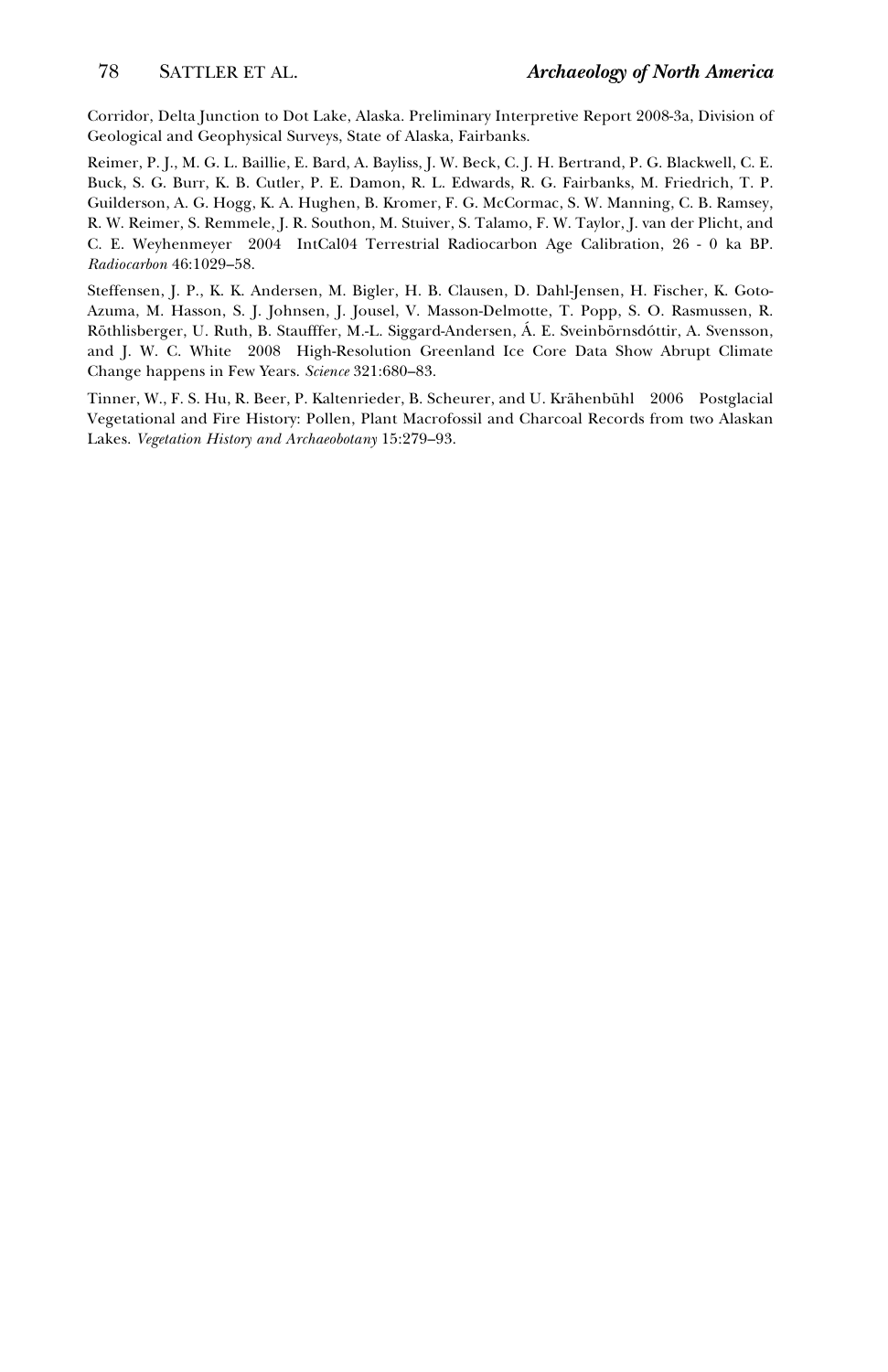Corridor, Delta Junction to Dot Lake, Alaska. Preliminary Interpretive Report 2008-3a, Division of Geological and Geophysical Surveys, State of Alaska, Fairbanks.

Reimer, P. J., M. G. L. Baillie, E. Bard, A. Bayliss, J. W. Beck, C. J. H. Bertrand, P. G. Blackwell, C. E. Buck, S. G. Burr, K. B. Cutler, P. E. Damon, R. L. Edwards, R. G. Fairbanks, M. Friedrich, T. P. Guilderson, A. G. Hogg, K. A. Hughen, B. Kromer, F. G. McCormac, S. W. Manning, C. B. Ramsey, R. W. Reimer, S. Remmele, J. R. Southon, M. Stuiver, S. Talamo, F. W. Taylor, J. van der Plicht, and C. E. Weyhenmeyer 2004 IntCal04 Terrestrial Radiocarbon Age Calibration, 26 - 0 ka BP. *Radiocarbon* 46:1029–58.

Steffensen, J. P., K. K. Andersen, M. Bigler, H. B. Clausen, D. Dahl-Jensen, H. Fischer, K. Goto-Azuma, M. Hasson, S. J. Johnsen, J. Jousel, V. Masson-Delmotte, T. Popp, S. O. Rasmussen, R. Röthlisberger, U. Ruth, B. Staufffer, M.-L. Siggard-Andersen, Á. E. Sveinbörnsdóttir, A. Svensson, and J. W. C. White 2008 High-Resolution Greenland Ice Core Data Show Abrupt Climate Change happens in Few Years. *Science* 321:680–83.

Tinner, W., F. S. Hu, R. Beer, P. Kaltenrieder, B. Scheurer, and U. Krähenbühl 2006 Postglacial Vegetational and Fire History: Pollen, Plant Macrofossil and Charcoal Records from two Alaskan Lakes. *Vegetation History and Archaeobotany* 15:279–93.